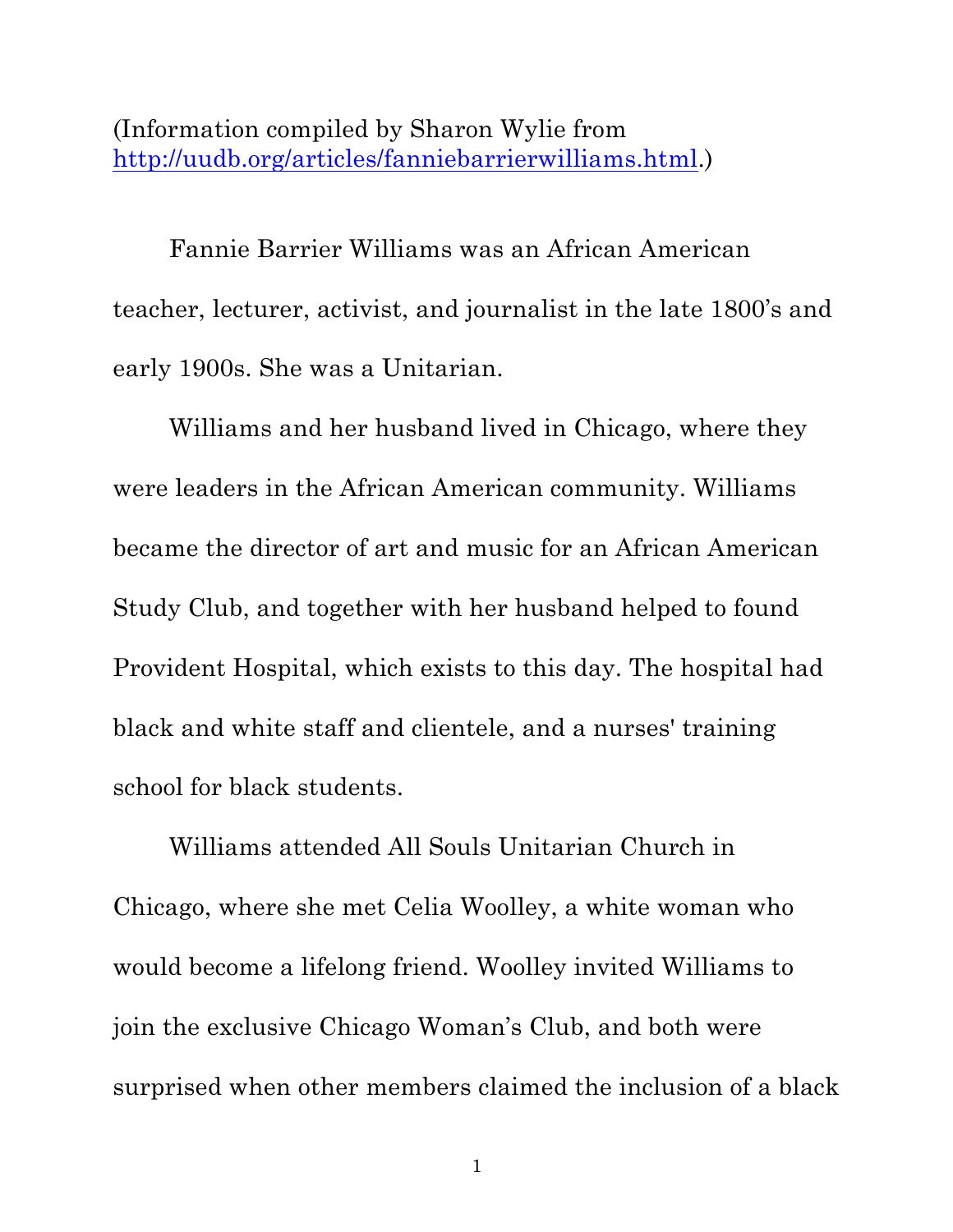(Information compiled by Sharon Wylie from [http://uudb.org/articles/fanniebarrierwilliams.html](http://uudb.org/articles/fanniebarrierwilliams.html).)

Fannie Barrier Williams was an African American teacher, lecturer, activist, and journalist in the late 1800's and early 1900s. She was a Unitarian.

Williams and her husband lived in Chicago, where they were leaders in the African American community. Williams became the director of art and music for an African American Study Club, and together with her husband helped to found Provident Hospital, which exists to this day. The hospital had black and white staff and clientele, and a nurses' training school for black students.

Williams attended All Souls Unitarian Church in Chicago, where she met Celia Woolley, a white woman who would become a lifelong friend. Woolley invited Williams to join the exclusive Chicago Woman's Club, and both were surprised when other members claimed the inclusion of a black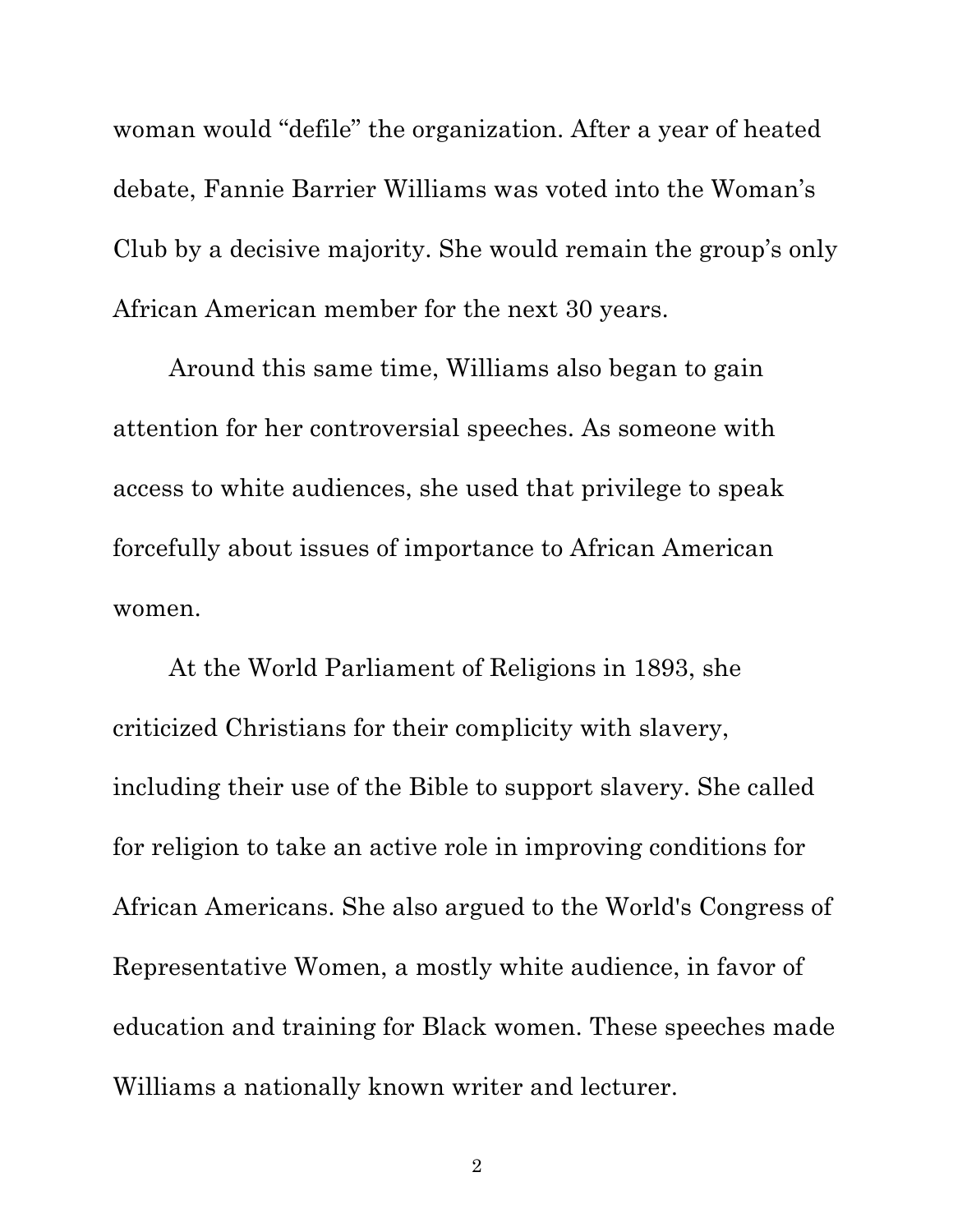woman would "defile" the organization. After a year of heated debate, Fannie Barrier Williams was voted into the Woman's Club by a decisive majority. She would remain the group's only African American member for the next 30 years.

Around this same time, Williams also began to gain attention for her controversial speeches. As someone with access to white audiences, she used that privilege to speak forcefully about issues of importance to African American women.

At the World Parliament of Religions in 1893, she criticized Christians for their complicity with slavery, including their use of the Bible to support slavery. She called for religion to take an active role in improving conditions for African Americans. She also argued to the World's Congress of Representative Women, a mostly white audience, in favor of education and training for Black women. These speeches made Williams a nationally known writer and lecturer.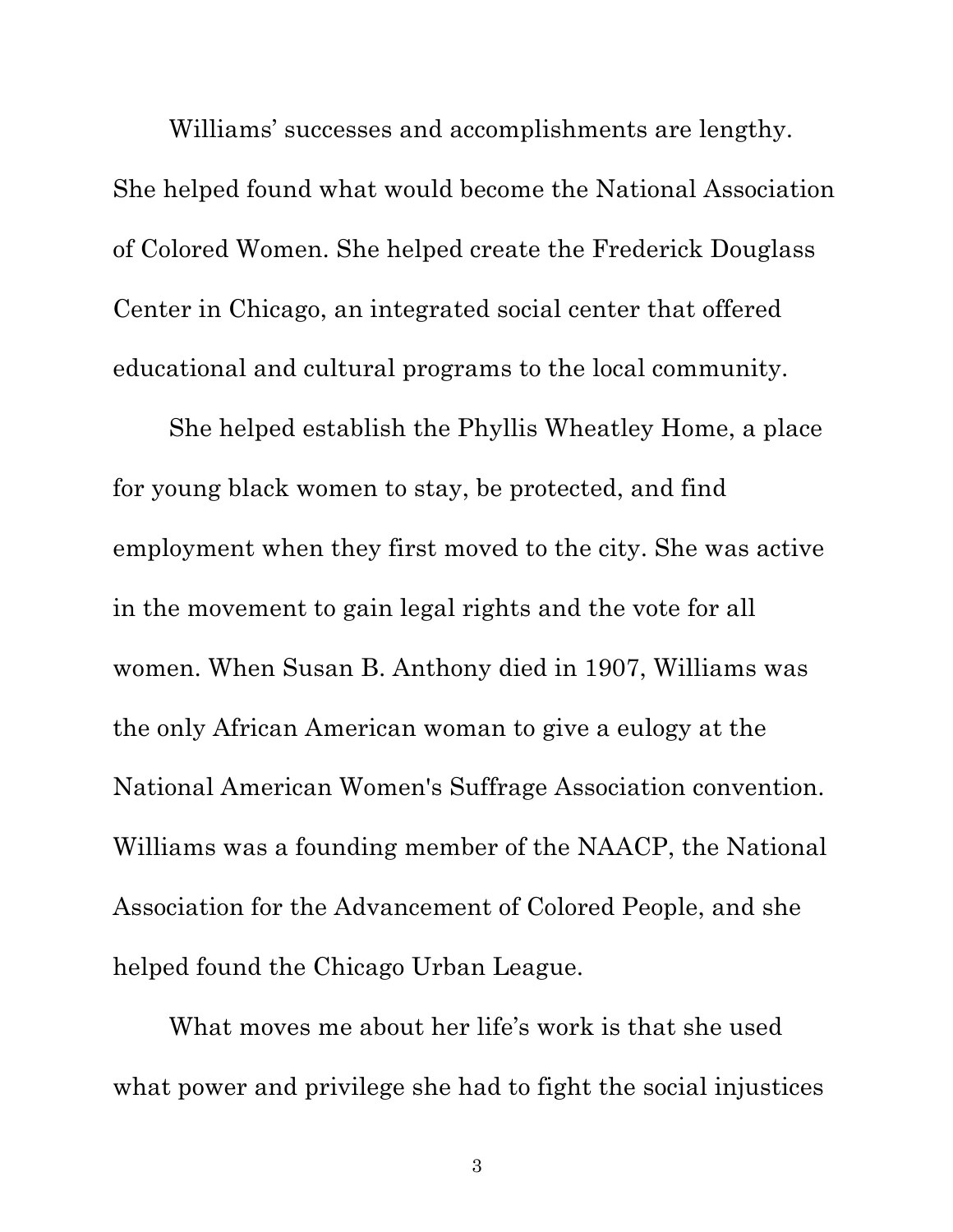Williams' successes and accomplishments are lengthy. She helped found what would become the National Association of Colored Women. She helped create the Frederick Douglass Center in Chicago, an integrated social center that offered educational and cultural programs to the local community.

She helped establish the Phyllis Wheatley Home, a place for young black women to stay, be protected, and find employment when they first moved to the city. She was active in the movement to gain legal rights and the vote for all women. When Susan B. Anthony died in 1907, Williams was the only African American woman to give a eulogy at the National American Women's Suffrage Association convention. Williams was a founding member of the NAACP, the National Association for the Advancement of Colored People, and she helped found the Chicago Urban League.

What moves me about her life's work is that she used what power and privilege she had to fight the social injustices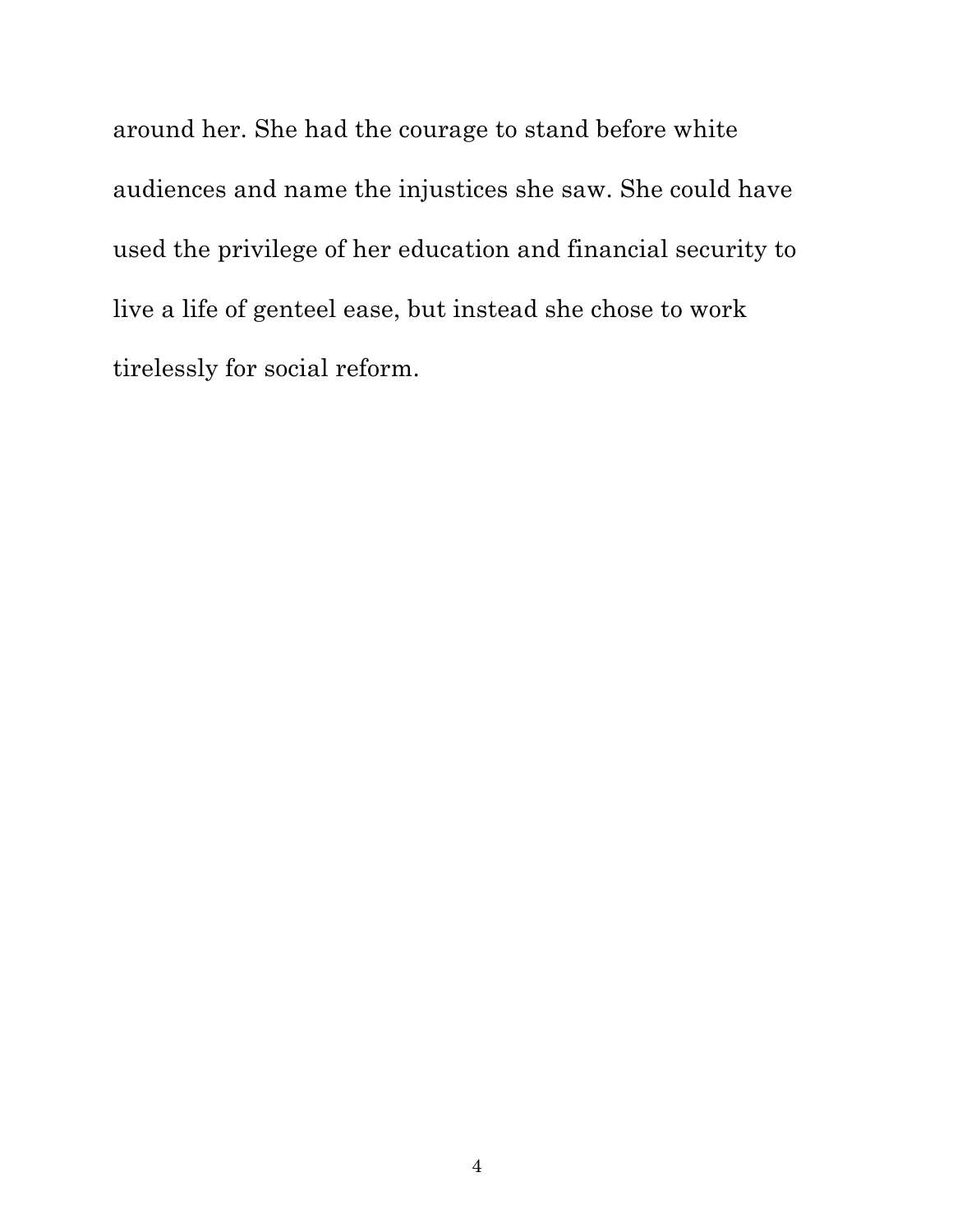around her. She had the courage to stand before white audiences and name the injustices she saw. She could have used the privilege of her education and financial security to live a life of genteel ease, but instead she chose to work tirelessly for social reform.